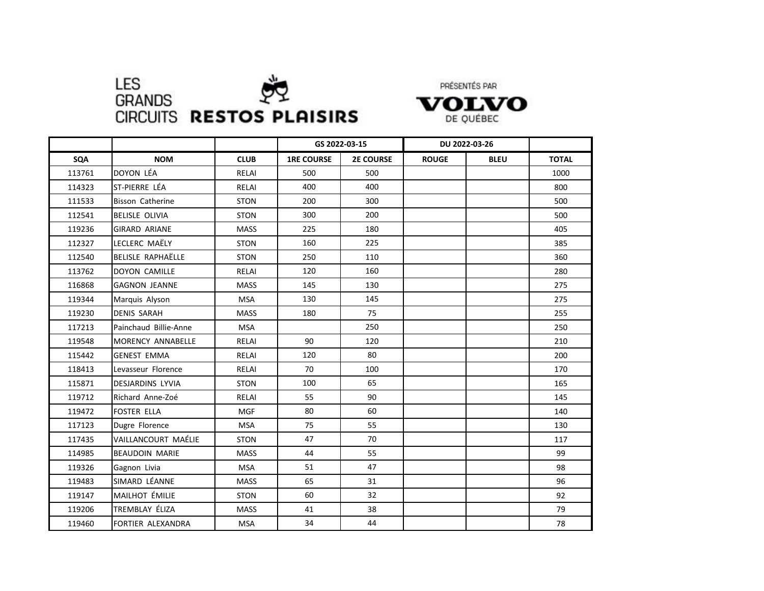LES GRANDS CIRCUITS RESTOS PLAISIRS

PRÉSENTÉS PAR VOLVO DE QUÉBEC

| | | | GS 2022-03-15 | | DU 2022-03-26 | | |
|---|---|---|---|---|---|---|---|
| SQA | NOM | CLUB | 1RE COURSE | 2E COURSE | ROUGE | BLEU | TOTAL |
| 113761 | DOYON LÉA | RELAI | 500 | 500 | | | 1000 |
| 114323 | ST-PIERRE LÉA | RELAI | 400 | 400 | | | 800 |
| 111533 | Bisson Catherine | STON | 200 | 300 | | | 500 |
| 112541 | BELISLE OLIVIA | STON | 300 | 200 | | | 500 |
| 119236 | GIRARD ARIANE | MASS | 225 | 180 | | | 405 |
| 112327 | LECLERC MAËLY | STON | 160 | 225 | | | 385 |
| 112540 | BELISLE RAPHAËLLE | STON | 250 | 110 | | | 360 |
| 113762 | DOYON CAMILLE | RELAI | 120 | 160 | | | 280 |
| 116868 | GAGNON JEANNE | MASS | 145 | 130 | | | 275 |
| 119344 | Marquis Alyson | MSA | 130 | 145 | | | 275 |
| 119230 | DENIS SARAH | MASS | 180 | 75 | | | 255 |
| 117213 | Painchaud Billie-Anne | MSA | | 250 | | | 250 |
| 119548 | MORENCY ANNABELLE | RELAI | 90 | 120 | | | 210 |
| 115442 | GENEST EMMA | RELAI | 120 | 80 | | | 200 |
| 118413 | Levasseur Florence | RELAI | 70 | 100 | | | 170 |
| 115871 | DESJARDINS LYVIA | STON | 100 | 65 | | | 165 |
| 119712 | Richard Anne-Zoé | RELAI | 55 | 90 | | | 145 |
| 119472 | FOSTER ELLA | MGF | 80 | 60 | | | 140 |
| 117123 | Dugre Florence | MSA | 75 | 55 | | | 130 |
| 117435 | VAILLANCOURT MAÉLIE | STON | 47 | 70 | | | 117 |
| 114985 | BEAUDOIN MARIE | MASS | 44 | 55 | | | 99 |
| 119326 | Gagnon Livia | MSA | 51 | 47 | | | 98 |
| 119483 | SIMARD LÉANNE | MASS | 65 | 31 | | | 96 |
| 119147 | MAILHOT ÉMILIE | STON | 60 | 32 | | | 92 |
| 119206 | TREMBLAY ÉLIZA | MASS | 41 | 38 | | | 79 |
| 119460 | FORTIER ALEXANDRA | MSA | 34 | 44 | | | 78 |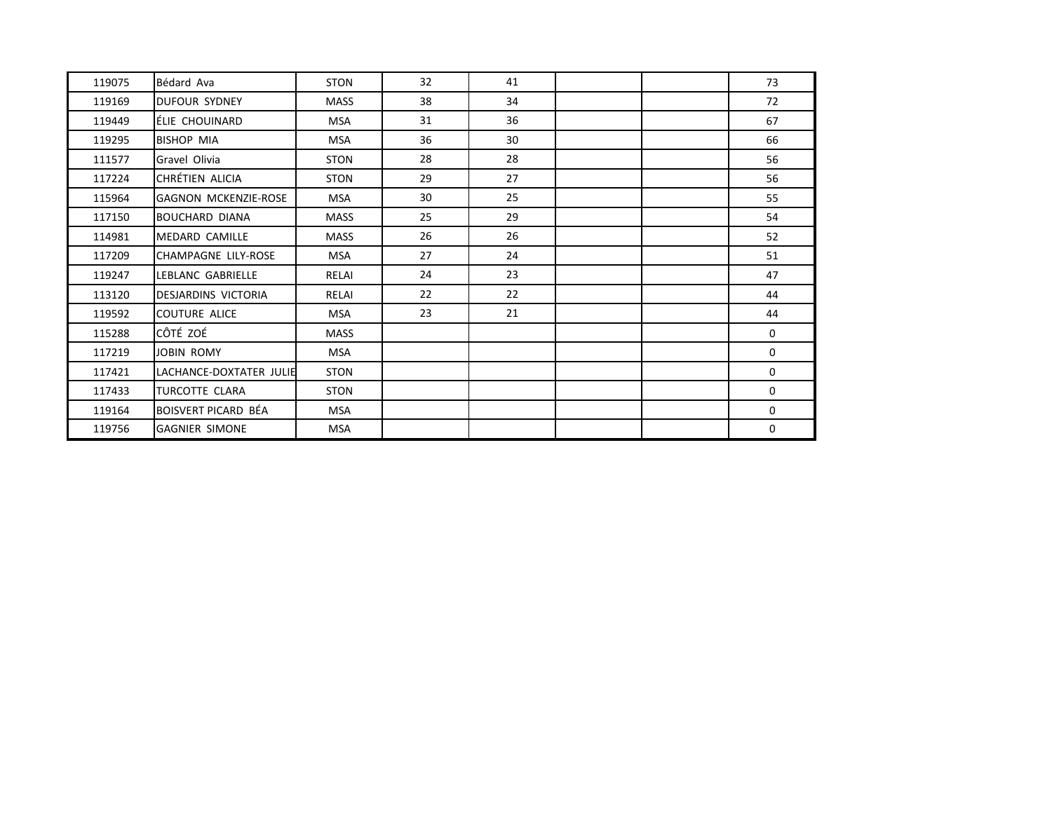| | | | | | | | |
|---|---|---|---|---|---|---|---|
| 119075 | Bédard Ava | STON | 32 | 41 | | | 73 |
| 119169 | DUFOUR SYDNEY | MASS | 38 | 34 | | | 72 |
| 119449 | ÉLIE CHOUINARD | MSA | 31 | 36 | | | 67 |
| 119295 | BISHOP MIA | MSA | 36 | 30 | | | 66 |
| 111577 | Gravel Olivia | STON | 28 | 28 | | | 56 |
| 117224 | CHRÉTIEN ALICIA | STON | 29 | 27 | | | 56 |
| 115964 | GAGNON MCKENZIE-ROSE | MSA | 30 | 25 | | | 55 |
| 117150 | BOUCHARD DIANA | MASS | 25 | 29 | | | 54 |
| 114981 | MEDARD CAMILLE | MASS | 26 | 26 | | | 52 |
| 117209 | CHAMPAGNE LILY-ROSE | MSA | 27 | 24 | | | 51 |
| 119247 | LEBLANC GABRIELLE | RELAI | 24 | 23 | | | 47 |
| 113120 | DESJARDINS VICTORIA | RELAI | 22 | 22 | | | 44 |
| 119592 | COUTURE ALICE | MSA | 23 | 21 | | | 44 |
| 115288 | CÔTÉ ZOÉ | MASS | | | | | 0 |
| 117219 | JOBIN ROMY | MSA | | | | | 0 |
| 117421 | LACHANCE-DOXTATER JULIE | STON | | | | | 0 |
| 117433 | TURCOTTE CLARA | STON | | | | | 0 |
| 119164 | BOISVERT PICARD BÉA | MSA | | | | | 0 |
| 119756 | GAGNIER SIMONE | MSA | | | | | 0 |